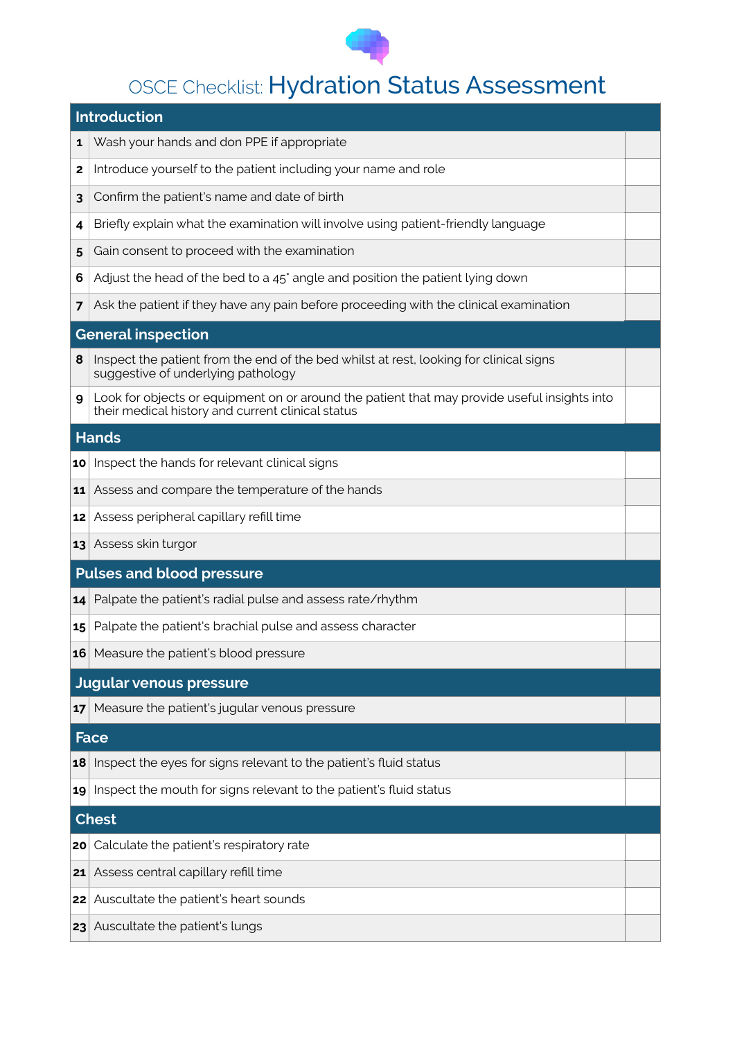# OSCE Checklist: Hydration Status Assessment

| | | |
|---|---|---|
| **Introduction** | | |
| 1 | Wash your hands and don PPE if appropriate | |
| 2 | Introduce yourself to the patient including your name and role | |
| 3 | Confirm the patient's name and date of birth | |
| 4 | Briefly explain what the examination will involve using patient-friendly language | |
| 5 | Gain consent to proceed with the examination | |
| 6 | Adjust the head of the bed to a 45° angle and position the patient lying down | |
| 7 | Ask the patient if they have any pain before proceeding with the clinical examination | |
| **General inspection** | | |
| 8 | Inspect the patient from the end of the bed whilst at rest, looking for clinical signs suggestive of underlying pathology | |
| 9 | Look for objects or equipment on or around the patient that may provide useful insights into their medical history and current clinical status | |
| **Hands** | | |
| 10 | Inspect the hands for relevant clinical signs | |
| 11 | Assess and compare the temperature of the hands | |
| 12 | Assess peripheral capillary refill time | |
| 13 | Assess skin turgor | |
| **Pulses and blood pressure** | | |
| 14 | Palpate the patient's radial pulse and assess rate/rhythm | |
| 15 | Palpate the patient's brachial pulse and assess character | |
| 16 | Measure the patient's blood pressure | |
| **Jugular venous pressure** | | |
| 17 | Measure the patient's jugular venous pressure | |
| **Face** | | |
| 18 | Inspect the eyes for signs relevant to the patient's fluid status | |
| 19 | Inspect the mouth for signs relevant to the patient's fluid status | |
| **Chest** | | |
| 20 | Calculate the patient's respiratory rate | |
| 21 | Assess central capillary refill time | |
| 22 | Auscultate the patient's heart sounds | |
| 23 | Auscultate the patient's lungs | |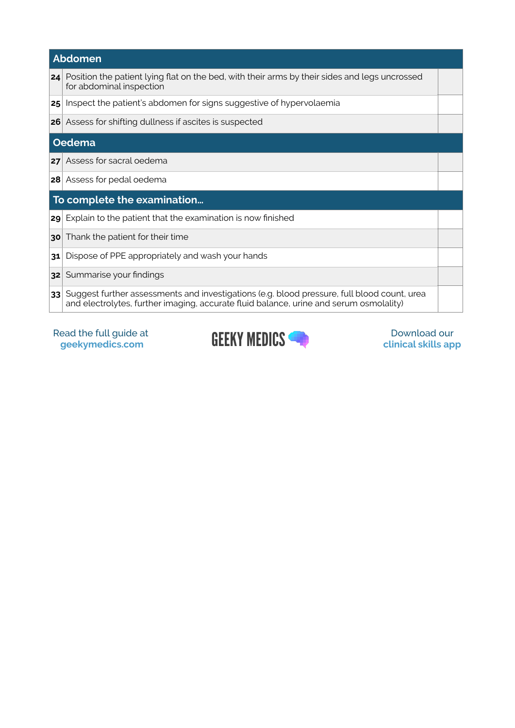| | | |
|---|---|---|
| **Abdomen** | | |
| **24** | Position the patient lying flat on the bed, with their arms by their sides and legs uncrossed for abdominal inspection | |
| **25** | Inspect the patient's abdomen for signs suggestive of hypervolaemia | |
| **26** | Assess for shifting dullness if ascites is suspected | |
| **Oedema** | | |
| **27** | Assess for sacral oedema | |
| **28** | Assess for pedal oedema | |
| **To complete the examination…** | | |
| **29** | Explain to the patient that the examination is now finished | |
| **30** | Thank the patient for their time | |
| **31** | Dispose of PPE appropriately and wash your hands | |
| **32** | Summarise your findings | |
| **33** | Suggest further assessments and investigations (e.g. blood pressure, full blood count, urea and electrolytes, further imaging, accurate fluid balance, urine and serum osmolality) | |

Read the full guide at **geekymedics.com**

GEEKY MEDICS

Download our **clinical skills app**